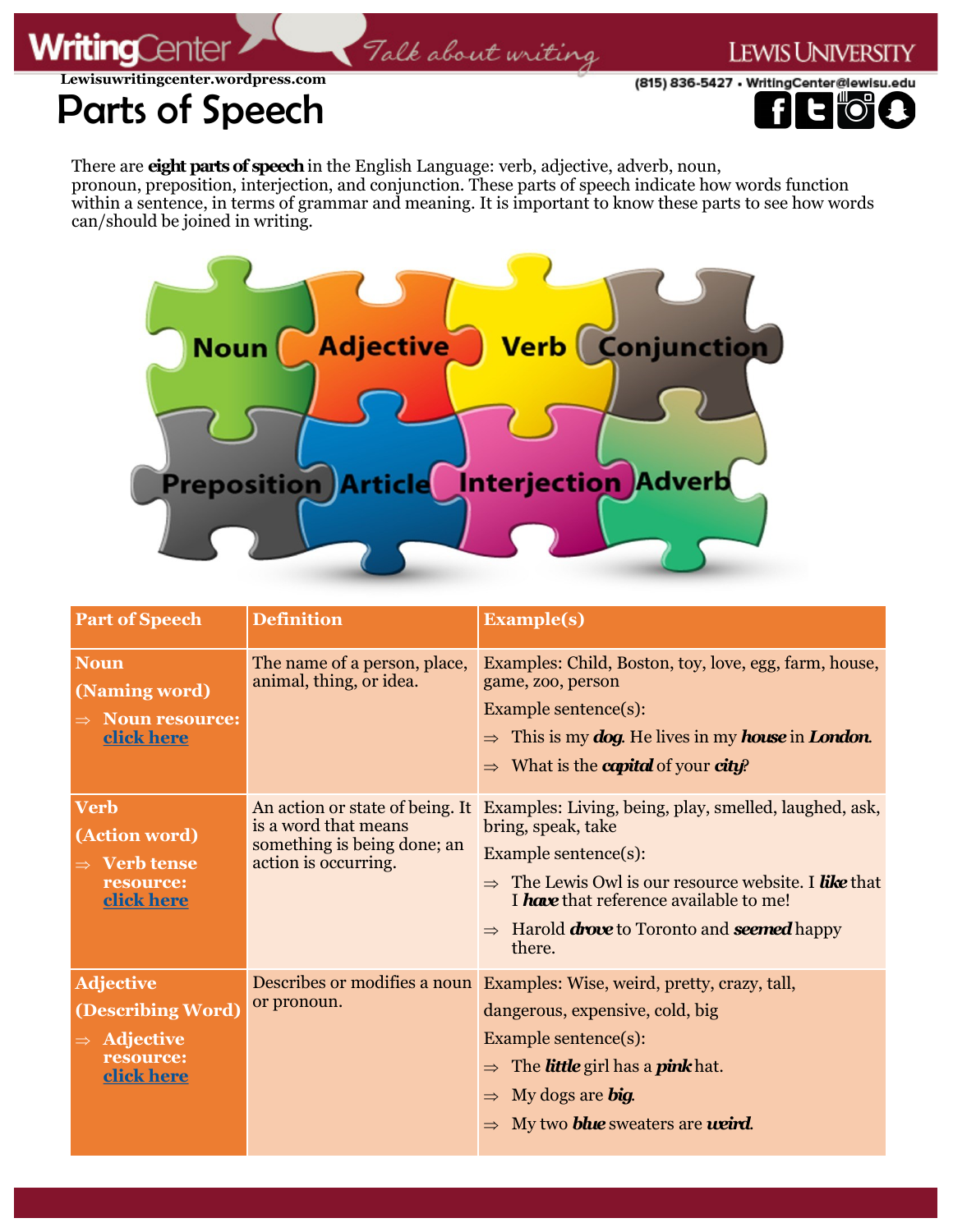Lewisuwritingcenter.wordpress.com

(815) 836-5427 • WritingCenter@lewisu.edu

# Parts of Speech

There are **eight parts of speech** in the English Language: verb, adjective, adverb, noun, pronoun, preposition, interjection, and conjunction. These parts of speech indicate how words function within a sentence, in terms of grammar and meaning. It is important to know these parts to see how words can/should be joined in writing.

| Part of Speech | Definition | Example(s) |
|---|---|---|
| **Noun** <br> **(Naming word)** <br> ⇒ **Noun resource: click here** | The name of a person, place, animal, thing, or idea. | Examples: Child, Boston, toy, love, egg, farm, house, game, zoo, person <br> Example sentence(s): <br> ⇒ This is my ***dog***. He lives in my ***house*** in ***London***. <br> ⇒ What is the ***capital*** of your ***city***? |
| **Verb** <br> **(Action word)** <br> ⇒ **Verb tense resource: click here** | An action or state of being. It is a word that means something is being done; an action is occurring. | Examples: Living, being, play, smelled, laughed, ask, bring, speak, take <br> Example sentence(s): <br> ⇒ The Lewis Owl is our resource website. I ***like*** that I ***have*** that reference available to me! <br> ⇒ Harold ***drove*** to Toronto and ***seemed*** happy there. |
| **Adjective** <br> **(Describing Word)** <br> ⇒ **Adjective resource: click here** | Describes or modifies a noun or pronoun. | Examples: Wise, weird, pretty, crazy, tall, dangerous, expensive, cold, big <br> Example sentence(s): <br> ⇒ The ***little*** girl has a ***pink*** hat. <br> ⇒ My dogs are ***big***. <br> ⇒ My two ***blue*** sweaters are ***weird***. |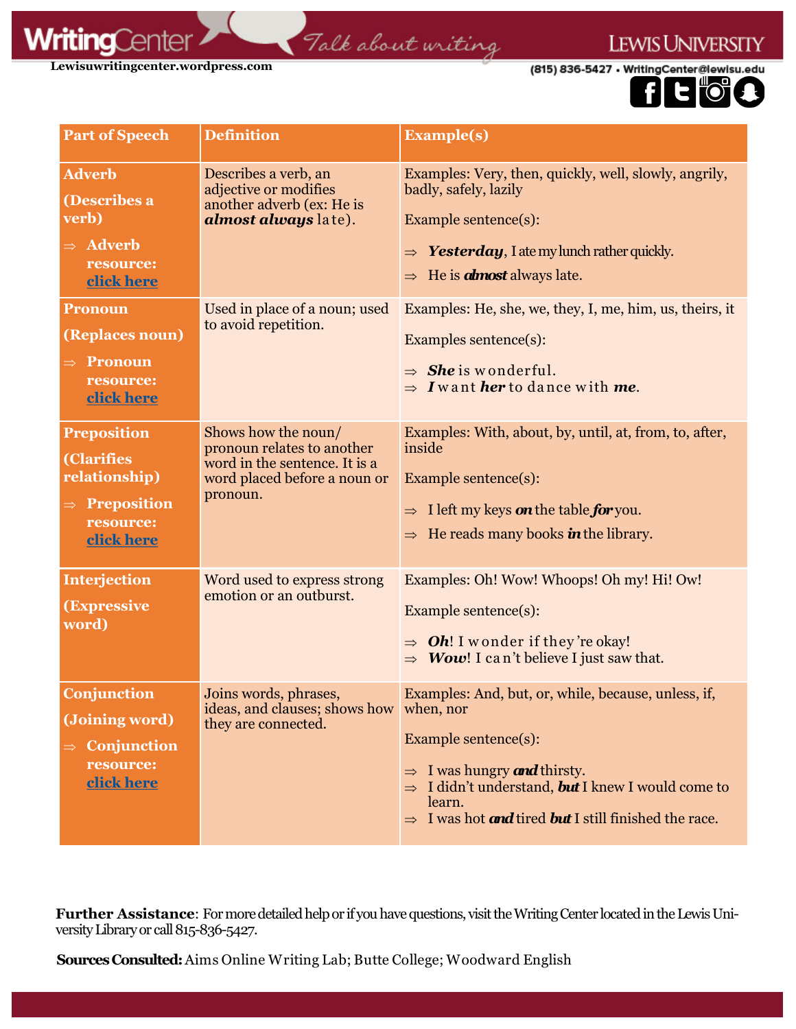| Part of Speech | Definition | Example(s) |
|---|---|---|
| **Adverb** **(Describes a verb)** ⇒ **Adverb resource: click here** | Describes a verb, an adjective or modifies another adverb (ex: He is ***almost always*** late). | Examples: Very, then, quickly, well, slowly, angrily, badly, safely, lazily<br>Example sentence(s):<br>⇒ ***Yesterday***, I ate my lunch rather quickly.<br>⇒ He is ***almost*** always late. |
| **Pronoun** **(Replaces noun)** ⇒ **Pronoun resource: click here** | Used in place of a noun; used to avoid repetition. | Examples: He, she, we, they, I, me, him, us, theirs, it<br>Examples sentence(s):<br>⇒ ***She*** is wonderful.<br>⇒ ***I*** want ***her*** to dance with ***me***. |
| **Preposition** **(Clarifies relationship)** ⇒ **Preposition resource: click here** | Shows how the noun/ pronoun relates to another word in the sentence. It is a word placed before a noun or pronoun. | Examples: With, about, by, until, at, from, to, after, inside<br>Example sentence(s):<br>⇒ I left my keys ***on*** the table ***for*** you.<br>⇒ He reads many books ***in*** the library. |
| **Interjection** **(Expressive word)** | Word used to express strong emotion or an outburst. | Examples: Oh! Wow! Whoops! Oh my! Hi! Ow!<br>Example sentence(s):<br>⇒ ***Oh***! I wonder if they're okay!<br>⇒ ***Wow***! I can't believe I just saw that. |
| **Conjunction** **(Joining word)** ⇒ **Conjunction resource: click here** | Joins words, phrases, ideas, and clauses; shows how they are connected. | Examples: And, but, or, while, because, unless, if, when, nor<br>Example sentence(s):<br>⇒ I was hungry ***and*** thirsty.<br>⇒ I didn't understand, ***but*** I knew I would come to learn.<br>⇒ I was hot ***and*** tired ***but*** I still finished the race. |

**Further Assistance**: For more detailed help or if you have questions, visit the Writing Center located in the Lewis University Library or call 815-836-5427.

**Sources Consulted:** Aims Online Writing Lab; Butte College; Woodward English